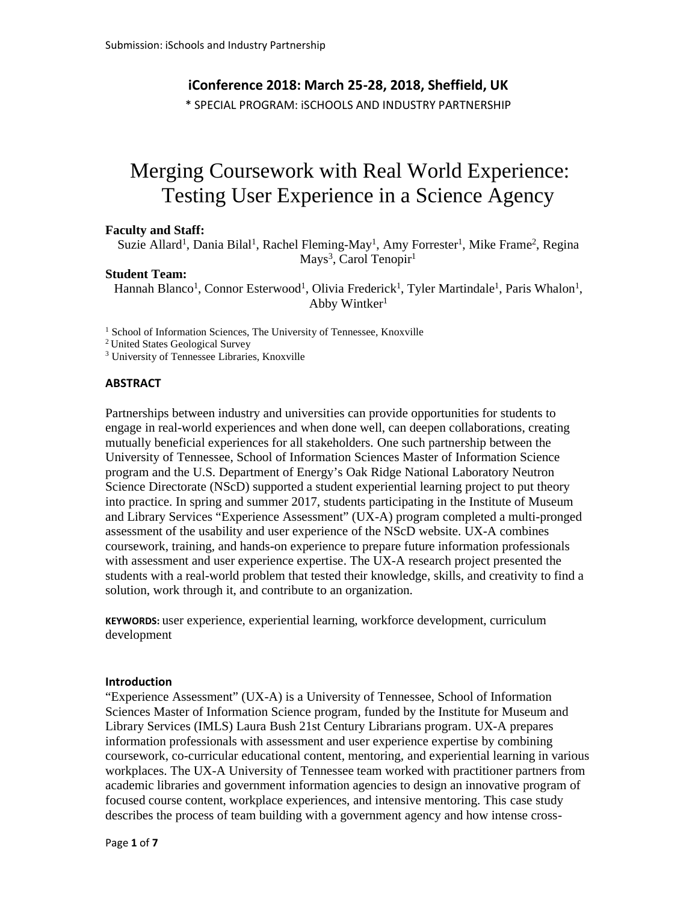iConference 2018: March 25-28, 2018, Sheffield, UK

* SPECIAL PROGRAM: iSCHOOLS AND INDUSTRY PARTNERSHIP

# Merging Coursework with Real World Experience: Testing User Experience in a Science Agency

**Faculty and Staff:**

Suzie Allard[1], Dania Bilal[1], Rachel Fleming-May[1], Amy Forrester[1], Mike Frame[2], Regina Mays[3], Carol Tenopir[1]

**Student Team:**

Hannah Blanco[1], Connor Esterwood[1], Olivia Frederick[1], Tyler Martindale[1], Paris Whalon[1], Abby Wintker[1]

[1] School of Information Sciences, The University of Tennessee, Knoxville
[2] United States Geological Survey
[3] University of Tennessee Libraries, Knoxville

**ABSTRACT**

Partnerships between industry and universities can provide opportunities for students to engage in real-world experiences and when done well, can deepen collaborations, creating mutually beneficial experiences for all stakeholders. One such partnership between the University of Tennessee, School of Information Sciences Master of Information Science program and the U.S. Department of Energy's Oak Ridge National Laboratory Neutron Science Directorate (NScD) supported a student experiential learning project to put theory into practice. In spring and summer 2017, students participating in the Institute of Museum and Library Services "Experience Assessment" (UX-A) program completed a multi-pronged assessment of the usability and user experience of the NScD website. UX-A combines coursework, training, and hands-on experience to prepare future information professionals with assessment and user experience expertise. The UX-A research project presented the students with a real-world problem that tested their knowledge, skills, and creativity to find a solution, work through it, and contribute to an organization.

**KEYWORDS:** user experience, experiential learning, workforce development, curriculum development

## Introduction

"Experience Assessment" (UX-A) is a University of Tennessee, School of Information Sciences Master of Information Science program, funded by the Institute for Museum and Library Services (IMLS) Laura Bush 21st Century Librarians program. UX-A prepares information professionals with assessment and user experience expertise by combining coursework, co-curricular educational content, mentoring, and experiential learning in various workplaces. The UX-A University of Tennessee team worked with practitioner partners from academic libraries and government information agencies to design an innovative program of focused course content, workplace experiences, and intensive mentoring. This case study describes the process of team building with a government agency and how intense cross-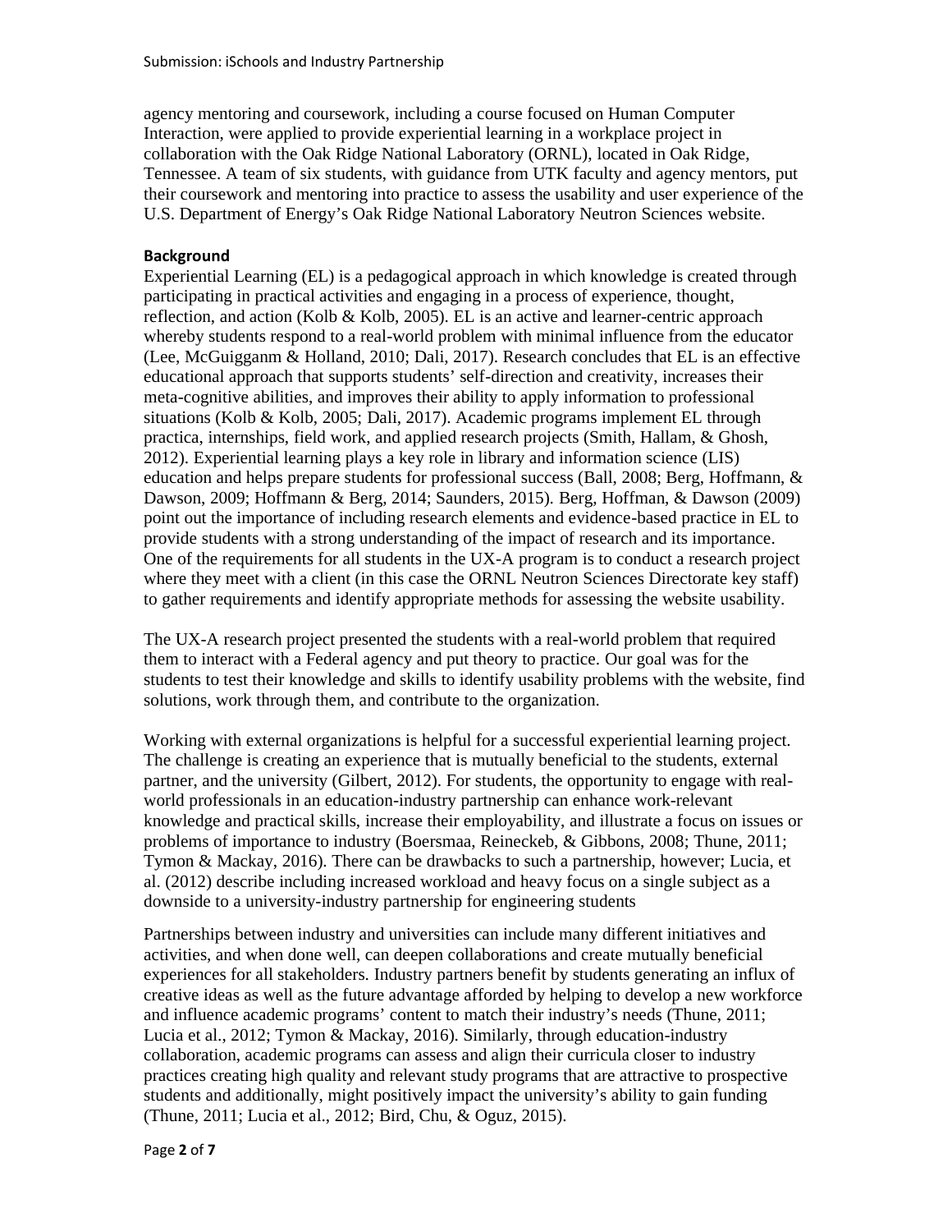agency mentoring and coursework, including a course focused on Human Computer Interaction, were applied to provide experiential learning in a workplace project in collaboration with the Oak Ridge National Laboratory (ORNL), located in Oak Ridge, Tennessee. A team of six students, with guidance from UTK faculty and agency mentors, put their coursework and mentoring into practice to assess the usability and user experience of the U.S. Department of Energy's Oak Ridge National Laboratory Neutron Sciences website.

## Background

Experiential Learning (EL) is a pedagogical approach in which knowledge is created through participating in practical activities and engaging in a process of experience, thought, reflection, and action (Kolb & Kolb, 2005). EL is an active and learner-centric approach whereby students respond to a real-world problem with minimal influence from the educator (Lee, McGuigganm & Holland, 2010; Dali, 2017). Research concludes that EL is an effective educational approach that supports students' self-direction and creativity, increases their meta-cognitive abilities, and improves their ability to apply information to professional situations (Kolb & Kolb, 2005; Dali, 2017). Academic programs implement EL through practica, internships, field work, and applied research projects (Smith, Hallam, & Ghosh, 2012). Experiential learning plays a key role in library and information science (LIS) education and helps prepare students for professional success (Ball, 2008; Berg, Hoffmann, & Dawson, 2009; Hoffmann & Berg, 2014; Saunders, 2015). Berg, Hoffman, & Dawson (2009) point out the importance of including research elements and evidence-based practice in EL to provide students with a strong understanding of the impact of research and its importance. One of the requirements for all students in the UX-A program is to conduct a research project where they meet with a client (in this case the ORNL Neutron Sciences Directorate key staff) to gather requirements and identify appropriate methods for assessing the website usability.

The UX-A research project presented the students with a real-world problem that required them to interact with a Federal agency and put theory to practice. Our goal was for the students to test their knowledge and skills to identify usability problems with the website, find solutions, work through them, and contribute to the organization.

Working with external organizations is helpful for a successful experiential learning project. The challenge is creating an experience that is mutually beneficial to the students, external partner, and the university (Gilbert, 2012). For students, the opportunity to engage with real-world professionals in an education-industry partnership can enhance work-relevant knowledge and practical skills, increase their employability, and illustrate a focus on issues or problems of importance to industry (Boersmaa, Reineckeb, & Gibbons, 2008; Thune, 2011; Tymon & Mackay, 2016). There can be drawbacks to such a partnership, however; Lucia, et al. (2012) describe including increased workload and heavy focus on a single subject as a downside to a university-industry partnership for engineering students

Partnerships between industry and universities can include many different initiatives and activities, and when done well, can deepen collaborations and create mutually beneficial experiences for all stakeholders. Industry partners benefit by students generating an influx of creative ideas as well as the future advantage afforded by helping to develop a new workforce and influence academic programs' content to match their industry's needs (Thune, 2011; Lucia et al., 2012; Tymon & Mackay, 2016). Similarly, through education-industry collaboration, academic programs can assess and align their curricula closer to industry practices creating high quality and relevant study programs that are attractive to prospective students and additionally, might positively impact the university's ability to gain funding (Thune, 2011; Lucia et al., 2012; Bird, Chu, & Oguz, 2015).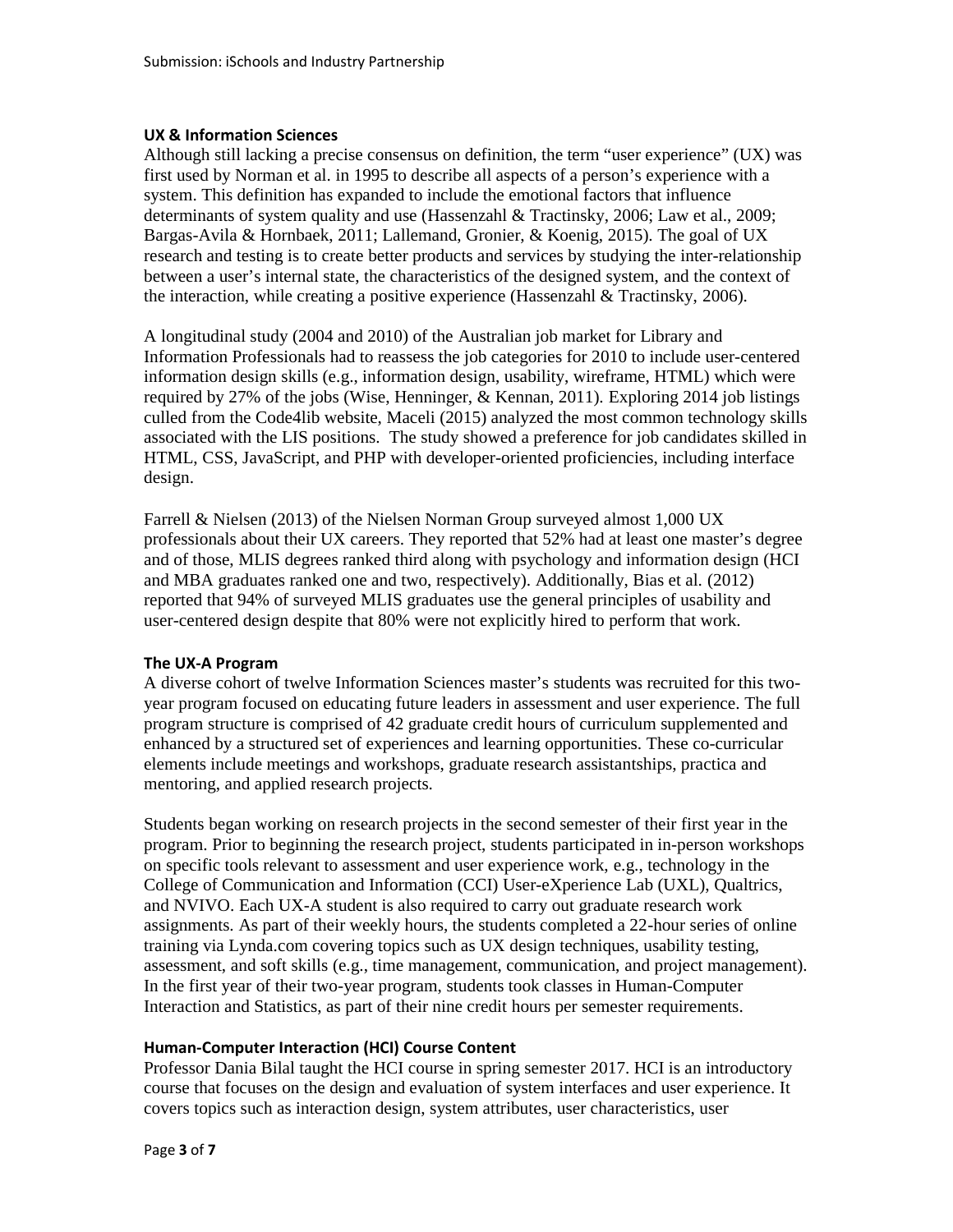### UX & Information Sciences

Although still lacking a precise consensus on definition, the term "user experience" (UX) was first used by Norman et al. in 1995 to describe all aspects of a person's experience with a system. This definition has expanded to include the emotional factors that influence determinants of system quality and use (Hassenzahl & Tractinsky, 2006; Law et al., 2009; Bargas-Avila & Hornbaek, 2011; Lallemand, Gronier, & Koenig, 2015). The goal of UX research and testing is to create better products and services by studying the inter-relationship between a user's internal state, the characteristics of the designed system, and the context of the interaction, while creating a positive experience (Hassenzahl & Tractinsky, 2006).

A longitudinal study (2004 and 2010) of the Australian job market for Library and Information Professionals had to reassess the job categories for 2010 to include user-centered information design skills (e.g., information design, usability, wireframe, HTML) which were required by 27% of the jobs (Wise, Henninger, & Kennan, 2011). Exploring 2014 job listings culled from the Code4lib website, Maceli (2015) analyzed the most common technology skills associated with the LIS positions. The study showed a preference for job candidates skilled in HTML, CSS, JavaScript, and PHP with developer-oriented proficiencies, including interface design.

Farrell & Nielsen (2013) of the Nielsen Norman Group surveyed almost 1,000 UX professionals about their UX careers. They reported that 52% had at least one master's degree and of those, MLIS degrees ranked third along with psychology and information design (HCI and MBA graduates ranked one and two, respectively). Additionally, Bias et al. (2012) reported that 94% of surveyed MLIS graduates use the general principles of usability and user-centered design despite that 80% were not explicitly hired to perform that work.

### The UX-A Program

A diverse cohort of twelve Information Sciences master's students was recruited for this two-year program focused on educating future leaders in assessment and user experience. The full program structure is comprised of 42 graduate credit hours of curriculum supplemented and enhanced by a structured set of experiences and learning opportunities. These co-curricular elements include meetings and workshops, graduate research assistantships, practica and mentoring, and applied research projects.

Students began working on research projects in the second semester of their first year in the program. Prior to beginning the research project, students participated in in-person workshops on specific tools relevant to assessment and user experience work, e.g., technology in the College of Communication and Information (CCI) User-eXperience Lab (UXL), Qualtrics, and NVIVO. Each UX-A student is also required to carry out graduate research work assignments. As part of their weekly hours, the students completed a 22-hour series of online training via Lynda.com covering topics such as UX design techniques, usability testing, assessment, and soft skills (e.g., time management, communication, and project management). In the first year of their two-year program, students took classes in Human-Computer Interaction and Statistics, as part of their nine credit hours per semester requirements.

### Human-Computer Interaction (HCI) Course Content

Professor Dania Bilal taught the HCI course in spring semester 2017. HCI is an introductory course that focuses on the design and evaluation of system interfaces and user experience. It covers topics such as interaction design, system attributes, user characteristics, user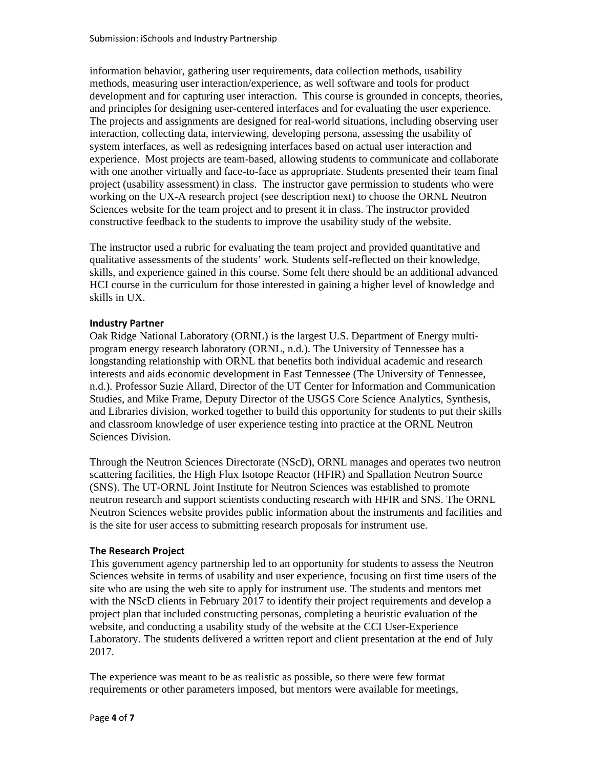information behavior, gathering user requirements, data collection methods, usability methods, measuring user interaction/experience, as well software and tools for product development and for capturing user interaction. This course is grounded in concepts, theories, and principles for designing user-centered interfaces and for evaluating the user experience. The projects and assignments are designed for real-world situations, including observing user interaction, collecting data, interviewing, developing persona, assessing the usability of system interfaces, as well as redesigning interfaces based on actual user interaction and experience. Most projects are team-based, allowing students to communicate and collaborate with one another virtually and face-to-face as appropriate. Students presented their team final project (usability assessment) in class. The instructor gave permission to students who were working on the UX-A research project (see description next) to choose the ORNL Neutron Sciences website for the team project and to present it in class. The instructor provided constructive feedback to the students to improve the usability study of the website.

The instructor used a rubric for evaluating the team project and provided quantitative and qualitative assessments of the students' work. Students self-reflected on their knowledge, skills, and experience gained in this course. Some felt there should be an additional advanced HCI course in the curriculum for those interested in gaining a higher level of knowledge and skills in UX.

**Industry Partner**

Oak Ridge National Laboratory (ORNL) is the largest U.S. Department of Energy multi-program energy research laboratory (ORNL, n.d.). The University of Tennessee has a longstanding relationship with ORNL that benefits both individual academic and research interests and aids economic development in East Tennessee (The University of Tennessee, n.d.). Professor Suzie Allard, Director of the UT Center for Information and Communication Studies, and Mike Frame, Deputy Director of the USGS Core Science Analytics, Synthesis, and Libraries division, worked together to build this opportunity for students to put their skills and classroom knowledge of user experience testing into practice at the ORNL Neutron Sciences Division.

Through the Neutron Sciences Directorate (NScD), ORNL manages and operates two neutron scattering facilities, the High Flux Isotope Reactor (HFIR) and Spallation Neutron Source (SNS). The UT-ORNL Joint Institute for Neutron Sciences was established to promote neutron research and support scientists conducting research with HFIR and SNS. The ORNL Neutron Sciences website provides public information about the instruments and facilities and is the site for user access to submitting research proposals for instrument use.

**The Research Project**

This government agency partnership led to an opportunity for students to assess the Neutron Sciences website in terms of usability and user experience, focusing on first time users of the site who are using the web site to apply for instrument use. The students and mentors met with the NScD clients in February 2017 to identify their project requirements and develop a project plan that included constructing personas, completing a heuristic evaluation of the website, and conducting a usability study of the website at the CCI User-Experience Laboratory. The students delivered a written report and client presentation at the end of July 2017.

The experience was meant to be as realistic as possible, so there were few format requirements or other parameters imposed, but mentors were available for meetings,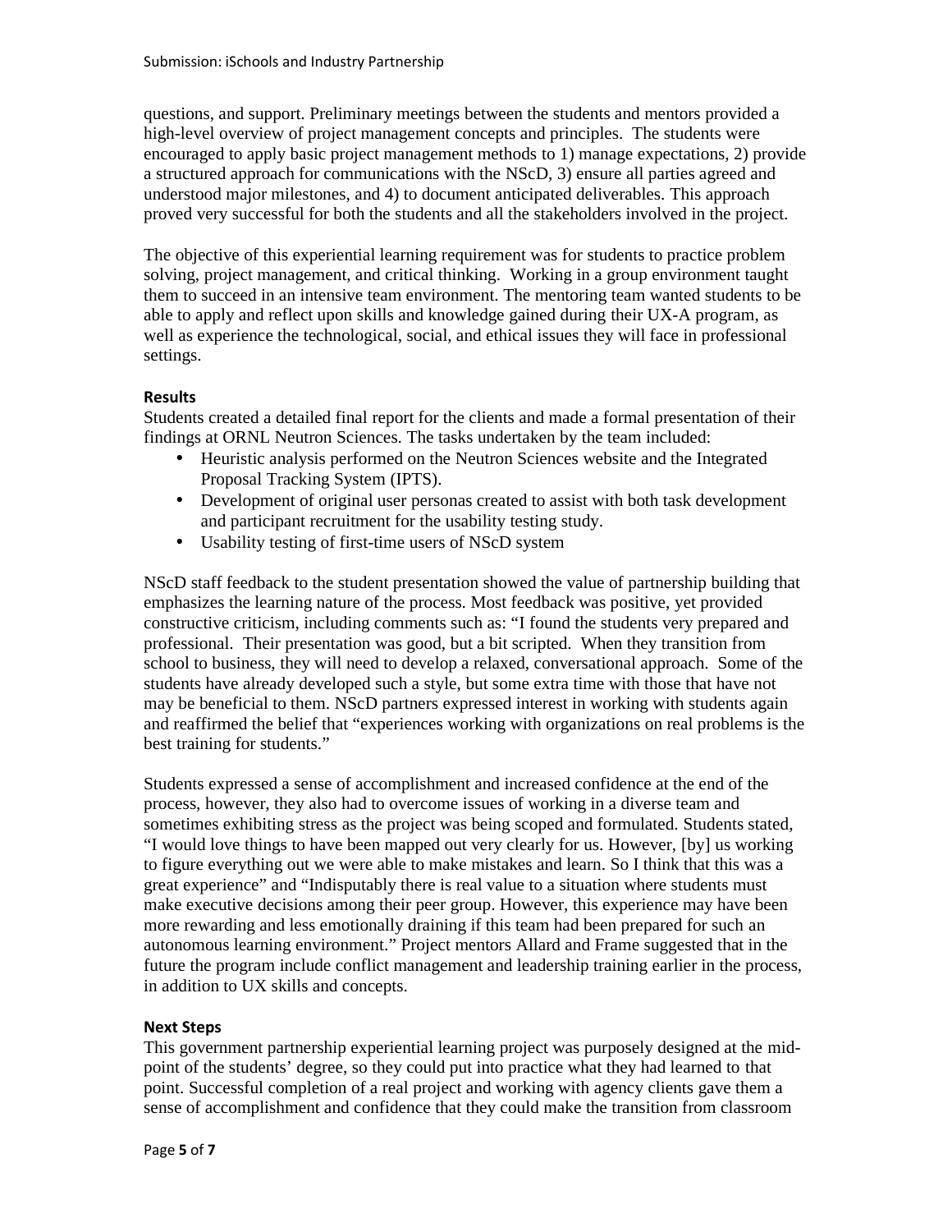questions, and support. Preliminary meetings between the students and mentors provided a high-level overview of project management concepts and principles. The students were encouraged to apply basic project management methods to 1) manage expectations, 2) provide a structured approach for communications with the NScD, 3) ensure all parties agreed and understood major milestones, and 4) to document anticipated deliverables. This approach proved very successful for both the students and all the stakeholders involved in the project.

The objective of this experiential learning requirement was for students to practice problem solving, project management, and critical thinking. Working in a group environment taught them to succeed in an intensive team environment. The mentoring team wanted students to be able to apply and reflect upon skills and knowledge gained during their UX-A program, as well as experience the technological, social, and ethical issues they will face in professional settings.

**Results**

Students created a detailed final report for the clients and made a formal presentation of their findings at ORNL Neutron Sciences. The tasks undertaken by the team included:

- Heuristic analysis performed on the Neutron Sciences website and the Integrated Proposal Tracking System (IPTS).
- Development of original user personas created to assist with both task development and participant recruitment for the usability testing study.
- Usability testing of first-time users of NScD system

NScD staff feedback to the student presentation showed the value of partnership building that emphasizes the learning nature of the process. Most feedback was positive, yet provided constructive criticism, including comments such as: "I found the students very prepared and professional. Their presentation was good, but a bit scripted. When they transition from school to business, they will need to develop a relaxed, conversational approach. Some of the students have already developed such a style, but some extra time with those that have not may be beneficial to them. NScD partners expressed interest in working with students again and reaffirmed the belief that "experiences working with organizations on real problems is the best training for students."

Students expressed a sense of accomplishment and increased confidence at the end of the process, however, they also had to overcome issues of working in a diverse team and sometimes exhibiting stress as the project was being scoped and formulated. Students stated, "I would love things to have been mapped out very clearly for us. However, [by] us working to figure everything out we were able to make mistakes and learn. So I think that this was a great experience" and "Indisputably there is real value to a situation where students must make executive decisions among their peer group. However, this experience may have been more rewarding and less emotionally draining if this team had been prepared for such an autonomous learning environment." Project mentors Allard and Frame suggested that in the future the program include conflict management and leadership training earlier in the process, in addition to UX skills and concepts.

**Next Steps**

This government partnership experiential learning project was purposely designed at the mid-point of the students' degree, so they could put into practice what they had learned to that point. Successful completion of a real project and working with agency clients gave them a sense of accomplishment and confidence that they could make the transition from classroom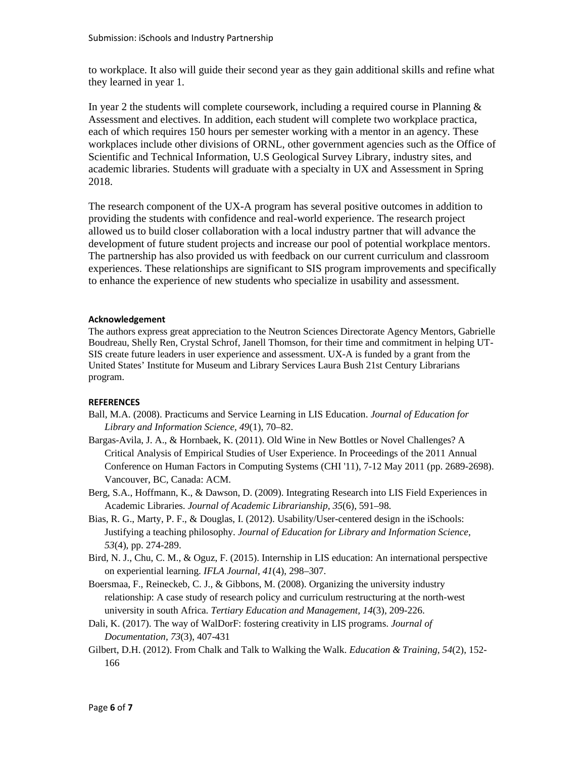to workplace. It also will guide their second year as they gain additional skills and refine what they learned in year 1.

In year 2 the students will complete coursework, including a required course in Planning & Assessment and electives. In addition, each student will complete two workplace practica, each of which requires 150 hours per semester working with a mentor in an agency. These workplaces include other divisions of ORNL, other government agencies such as the Office of Scientific and Technical Information, U.S Geological Survey Library, industry sites, and academic libraries. Students will graduate with a specialty in UX and Assessment in Spring 2018.

The research component of the UX-A program has several positive outcomes in addition to providing the students with confidence and real-world experience. The research project allowed us to build closer collaboration with a local industry partner that will advance the development of future student projects and increase our pool of potential workplace mentors. The partnership has also provided us with feedback on our current curriculum and classroom experiences. These relationships are significant to SIS program improvements and specifically to enhance the experience of new students who specialize in usability and assessment.

#### Acknowledgement

The authors express great appreciation to the Neutron Sciences Directorate Agency Mentors, Gabrielle Boudreau, Shelly Ren, Crystal Schrof, Janell Thomson, for their time and commitment in helping UT-SIS create future leaders in user experience and assessment. UX-A is funded by a grant from the United States' Institute for Museum and Library Services Laura Bush 21st Century Librarians program.

#### REFERENCES

Ball, M.A. (2008). Practicums and Service Learning in LIS Education. *Journal of Education for Library and Information Science, 49*(1), 70–82.

Bargas-Avila, J. A., & Hornbaek, K. (2011). Old Wine in New Bottles or Novel Challenges? A Critical Analysis of Empirical Studies of User Experience. In Proceedings of the 2011 Annual Conference on Human Factors in Computing Systems (CHI '11), 7-12 May 2011 (pp. 2689-2698). Vancouver, BC, Canada: ACM.

Berg, S.A., Hoffmann, K., & Dawson, D. (2009). Integrating Research into LIS Field Experiences in Academic Libraries. *Journal of Academic Librarianship, 35*(6), 591–98.

Bias, R. G., Marty, P. F., & Douglas, I. (2012). Usability/User-centered design in the iSchools: Justifying a teaching philosophy. *Journal of Education for Library and Information Science, 53*(4), pp. 274-289.

Bird, N. J., Chu, C. M., & Oguz, F. (2015). Internship in LIS education: An international perspective on experiential learning. *IFLA Journal, 41*(4), 298–307.

Boersmaa, F., Reineckeb, C. J., & Gibbons, M. (2008). Organizing the university industry relationship: A case study of research policy and curriculum restructuring at the north-west university in south Africa. *Tertiary Education and Management, 14*(3), 209-226.

Dali, K. (2017). The way of WalDorF: fostering creativity in LIS programs. *Journal of Documentation, 73*(3), 407-431

Gilbert, D.H. (2012). From Chalk and Talk to Walking the Walk. *Education & Training, 54*(2), 152-166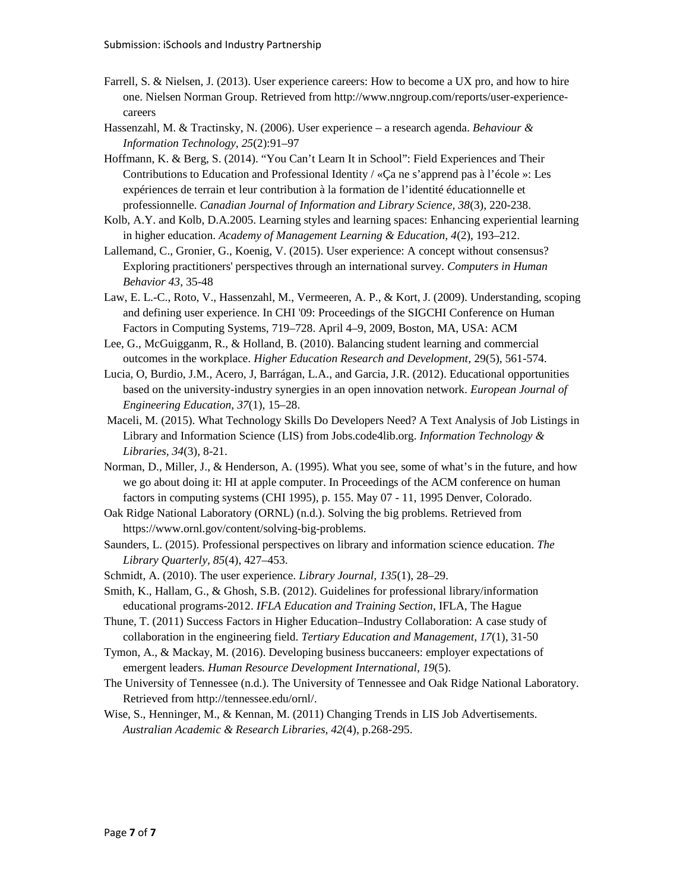Farrell, S. & Nielsen, J. (2013). User experience careers: How to become a UX pro, and how to hire one. Nielsen Norman Group. Retrieved from http://www.nngroup.com/reports/user-experience-careers

Hassenzahl, M. & Tractinsky, N. (2006). User experience – a research agenda. *Behaviour & Information Technology, 25*(2):91–97

Hoffmann, K. & Berg, S. (2014). "You Can't Learn It in School": Field Experiences and Their Contributions to Education and Professional Identity / «Ça ne s'apprend pas à l'école »: Les expériences de terrain et leur contribution à la formation de l'identité éducationnelle et professionnelle. *Canadian Journal of Information and Library Science, 38*(3), 220-238.

Kolb, A.Y. and Kolb, D.A.2005. Learning styles and learning spaces: Enhancing experiential learning in higher education. *Academy of Management Learning & Education, 4*(2), 193–212.

Lallemand, C., Gronier, G., Koenig, V. (2015). User experience: A concept without consensus? Exploring practitioners' perspectives through an international survey. *Computers in Human Behavior 43*, 35-48

Law, E. L.-C., Roto, V., Hassenzahl, M., Vermeeren, A. P., & Kort, J. (2009). Understanding, scoping and defining user experience. In CHI '09: Proceedings of the SIGCHI Conference on Human Factors in Computing Systems, 719–728. April 4–9, 2009, Boston, MA, USA: ACM

Lee, G., McGuigganm, R., & Holland, B. (2010). Balancing student learning and commercial outcomes in the workplace. *Higher Education Research and Development,* 29(5), 561-574.

Lucia, O, Burdio, J.M., Acero, J, Barrágan, L.A., and Garcia, J.R. (2012). Educational opportunities based on the university-industry synergies in an open innovation network. *European Journal of Engineering Education, 37*(1), 15–28.

Maceli, M. (2015). What Technology Skills Do Developers Need? A Text Analysis of Job Listings in Library and Information Science (LIS) from Jobs.code4lib.org. *Information Technology & Libraries, 34*(3), 8-21.

Norman, D., Miller, J., & Henderson, A. (1995). What you see, some of what's in the future, and how we go about doing it: HI at apple computer. In Proceedings of the ACM conference on human factors in computing systems (CHI 1995), p. 155. May 07 - 11, 1995 Denver, Colorado.

Oak Ridge National Laboratory (ORNL) (n.d.). Solving the big problems. Retrieved from https://www.ornl.gov/content/solving-big-problems.

Saunders, L. (2015). Professional perspectives on library and information science education. *The Library Quarterly, 85*(4), 427–453.

Schmidt, A. (2010). The user experience. *Library Journal, 135*(1), 28–29.

Smith, K., Hallam, G., & Ghosh, S.B. (2012). Guidelines for professional library/information educational programs-2012. *IFLA Education and Training Section*, IFLA, The Hague

Thune, T. (2011) Success Factors in Higher Education–Industry Collaboration: A case study of collaboration in the engineering field. *Tertiary Education and Management, 17*(1), 31-50

Tymon, A., & Mackay, M. (2016). Developing business buccaneers: employer expectations of emergent leaders. *Human Resource Development International, 19*(5).

The University of Tennessee (n.d.). The University of Tennessee and Oak Ridge National Laboratory. Retrieved from http://tennessee.edu/ornl/.

Wise, S., Henninger, M., & Kennan, M. (2011) Changing Trends in LIS Job Advertisements. *Australian Academic & Research Libraries, 42*(4), p.268-295.